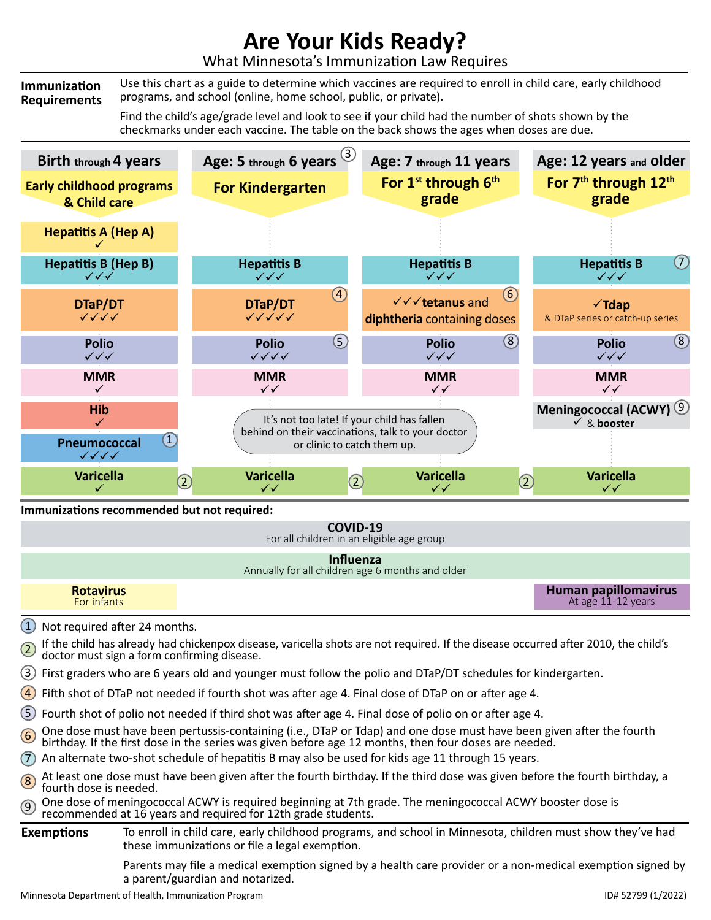# Are Your Kids Ready?

## What Minnesota's Immunization Law Requires

**Immunization Requirements**

Use this chart as a guide to determine which vaccines are required to enroll in child care, early childhood programs, and school (online, home school, public, or private).

Find the child's age/grade level and look to see if your child had the number of shots shown by the checkmarks under each vaccine. The table on the back shows the ages when doses are due.

| Birth through 4 years<br>Early childhood programs & Child care | Age: 5 through 6 years (3)<br>For Kindergarten | Age: 7 through 11 years<br>For 1st through 6th grade | Age: 12 years and older<br>For 7th through 12th grade |
|---|---|---|---|
| Hepatitis A (Hep A) ✓ | | | |
| Hepatitis B (Hep B) ✓✓✓ | Hepatitis B ✓✓✓ | Hepatitis B ✓✓✓ | Hepatitis B (7) ✓✓✓ |
| DTaP/DT ✓✓✓✓ | DTaP/DT (4) ✓✓✓✓✓ | ✓✓✓ tetanus and diphtheria containing doses (6) | ✓Tdap & DTaP series or catch-up series |
| Polio ✓✓✓ | Polio (5) ✓✓✓✓ | Polio (8) ✓✓✓ | Polio (8) ✓✓✓ |
| MMR ✓ | MMR ✓✓ | MMR ✓✓ | MMR ✓✓ |
| Hib ✓ | | | Meningococcal (ACWY) (9) ✓ & booster |
| Pneumococcal (1) ✓✓✓✓ | | | |
| Varicella (2) ✓ | Varicella (2) ✓✓ | Varicella (2) ✓✓ | Varicella ✓✓ |

It's not too late! If your child has fallen behind on their vaccinations, talk to your doctor or clinic to catch them up.

**Immunizations recommended but not required:**

- **COVID-19** – For all children in an eligible age group
- **Influenza** – Annually for all children age 6 months and older
- **Rotavirus** – For infants
- **Human papillomavirus** – At age 11-12 years

1. Not required after 24 months.
2. If the child has already had chickenpox disease, varicella shots are not required. If the disease occurred after 2010, the child's doctor must sign a form confirming disease.
3. First graders who are 6 years old and younger must follow the polio and DTaP/DT schedules for kindergarten.
4. Fifth shot of DTaP not needed if fourth shot was after age 4. Final dose of DTaP on or after age 4.
5. Fourth shot of polio not needed if third shot was after age 4. Final dose of polio on or after age 4.
6. One dose must have been pertussis-containing (i.e., DTaP or Tdap) and one dose must have been given after the fourth birthday. If the first dose in the series was given before age 12 months, then four doses are needed.
7. An alternate two-shot schedule of hepatitis B may also be used for kids age 11 through 15 years.
8. At least one dose must have been given after the fourth birthday. If the third dose was given before the fourth birthday, a fourth dose is needed.
9. One dose of meningococcal ACWY is required beginning at 7th grade. The meningococcal ACWY booster dose is recommended at 16 years and required for 12th grade students.

**Exemptions**

To enroll in child care, early childhood programs, and school in Minnesota, children must show they've had these immunizations or file a legal exemption.

Parents may file a medical exemption signed by a health care provider or a non-medical exemption signed by a parent/guardian and notarized.

Minnesota Department of Health, Immunization Program — ID# 52799 (1/2022)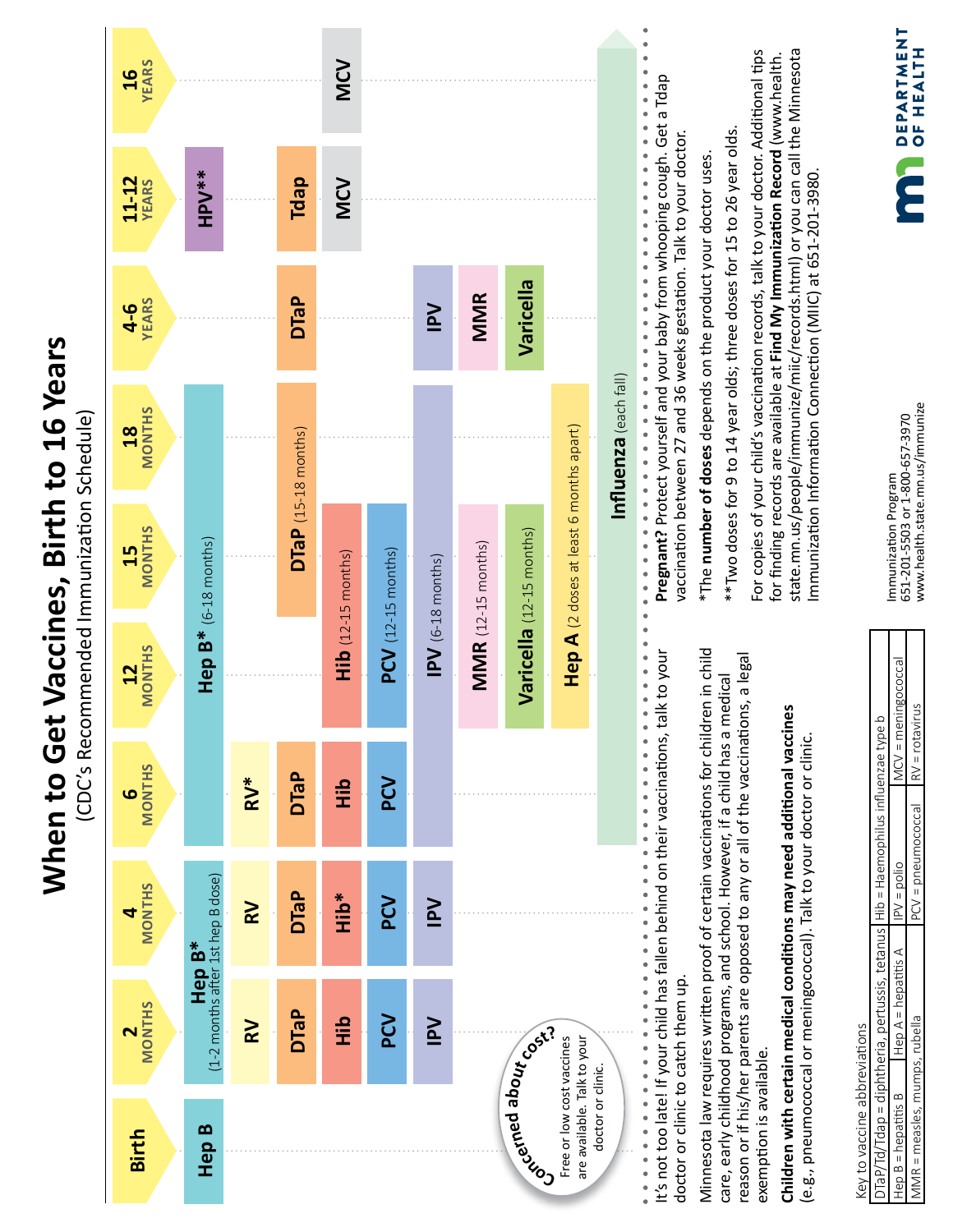# When to Get Vaccines, Birth to 16 Years

(CDC's Recommended Immunization Schedule)

| Birth | 2 Months | 4 Months | 6 Months | 12 Months | 15 Months | 18 Months | 4-6 Years | 11-12 Years | 16 Years |
|---|---|---|---|---|---|---|---|---|---|
| Hep B | Hep B* (1-2 months after 1st hep B dose) | | Hep B* (6-18 months) | | | | | HPV** | |
| | RV | RV | RV* | | | | | | |
| | DTaP | DTaP | DTaP | | DTaP (15-18 months) | | DTaP | Tdap | |
| | Hib | Hib* | Hib | Hib (12-15 months) | | | | MCV | MCV |
| | PCV | PCV | PCV | PCV (12-15 months) | | | | | |
| | IPV | IPV | IPV (6-18 months) | | | | IPV | | |
| | | | | MMR (12-15 months) | | | MMR | | |
| | | | | Varicella (12-15 months) | | | Varicella | | |
| | | | | Hep A (2 doses at least 6 months apart) | | | | | |
| | | | Influenza (each fall) | | | | | | |

**Concerned about cost?** Free or low cost vaccines are available. Talk to your doctor or clinic.

It's not too late! If your child has fallen behind on their vaccinations, talk to your doctor or clinic to catch them up.

Minnesota law requires written proof of certain vaccinations for children in child care, early childhood programs, and school. However, if a child has a medical reason or if his/her parents are opposed to any or all of the vaccinations, a legal exemption is available.

**Children with certain medical conditions may need additional vaccines** (e.g., pneumococcal or meningococcal). Talk to your doctor or clinic.

**Pregnant?** Protect yourself and your baby from whooping cough. Get a Tdap vaccination between 27 and 36 weeks gestation. Talk to your doctor.

*The **number of doses** depends on the product your doctor uses.

**Two doses for 9 to 14 year olds; three doses for 15 to 26 year olds.

For copies of your child's vaccination records, talk to your doctor. Additional tips for finding records are available at **Find My Immunization Record** (www.health.state.mn.us/people/immunize/miic/records.html) or you can call the Minnesota Immunization Information Connection (MIIC) at 651-201-3980.

Key to vaccine abbreviations

| | | |
|---|---|---|
| DTaP/Td/Tdap = diphtheria, pertussis, tetanus | | Hib = Haemophilus influenzae type b |
| Hep B = hepatitis B | Hep A = hepatitis A | IPV = polio | MCV = meningococcal |
| MMR = measles, mumps, rubella | | PCV = pneumococcal | RV = rotavirus |

Immunization Program
651-201-5503 or 1-800-657-3970
www.health.state.mn.us/immunize

DEPARTMENT OF HEALTH